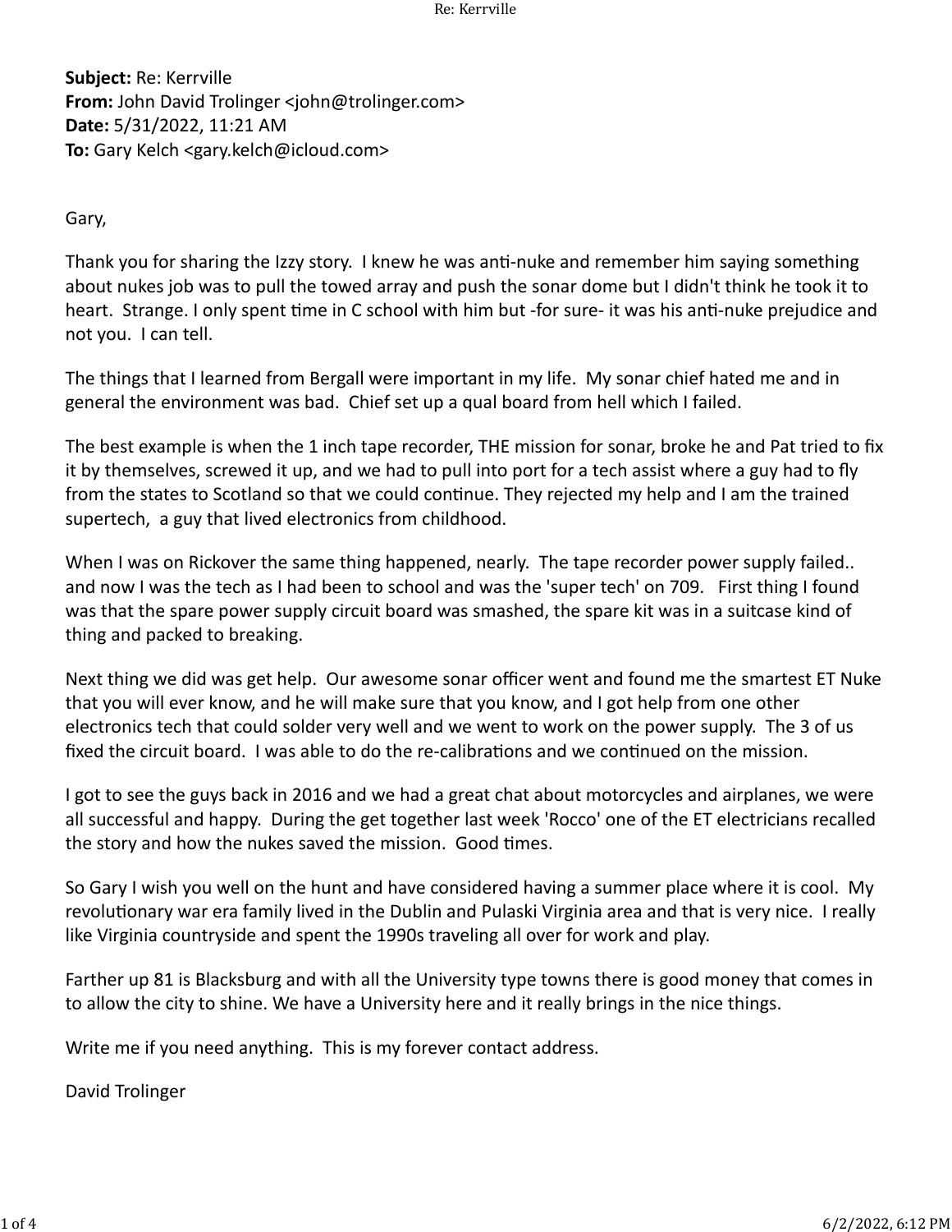**Subject:** Re: Kerrville
**From:** John David Trolinger <john@trolinger.com>
**Date:** 5/31/2022, 11:21 AM
**To:** Gary Kelch <gary.kelch@icloud.com>

Gary,

Thank you for sharing the Izzy story. I knew he was anti-nuke and remember him saying something about nukes job was to pull the towed array and push the sonar dome but I didn't think he took it to heart. Strange. I only spent time in C school with him but -for sure- it was his anti-nuke prejudice and not you. I can tell.

The things that I learned from Bergall were important in my life. My sonar chief hated me and in general the environment was bad. Chief set up a qual board from hell which I failed.

The best example is when the 1 inch tape recorder, THE mission for sonar, broke he and Pat tried to fix it by themselves, screwed it up, and we had to pull into port for a tech assist where a guy had to fly from the states to Scotland so that we could continue. They rejected my help and I am the trained supertech, a guy that lived electronics from childhood.

When I was on Rickover the same thing happened, nearly. The tape recorder power supply failed.. and now I was the tech as I had been to school and was the 'super tech' on 709. First thing I found was that the spare power supply circuit board was smashed, the spare kit was in a suitcase kind of thing and packed to breaking.

Next thing we did was get help. Our awesome sonar officer went and found me the smartest ET Nuke that you will ever know, and he will make sure that you know, and I got help from one other electronics tech that could solder very well and we went to work on the power supply. The 3 of us fixed the circuit board. I was able to do the re-calibrations and we continued on the mission.

I got to see the guys back in 2016 and we had a great chat about motorcycles and airplanes, we were all successful and happy. During the get together last week 'Rocco' one of the ET electricians recalled the story and how the nukes saved the mission. Good times.

So Gary I wish you well on the hunt and have considered having a summer place where it is cool. My revolutionary war era family lived in the Dublin and Pulaski Virginia area and that is very nice. I really like Virginia countryside and spent the 1990s traveling all over for work and play.

Farther up 81 is Blacksburg and with all the University type towns there is good money that comes in to allow the city to shine. We have a University here and it really brings in the nice things.

Write me if you need anything. This is my forever contact address.

David Trolinger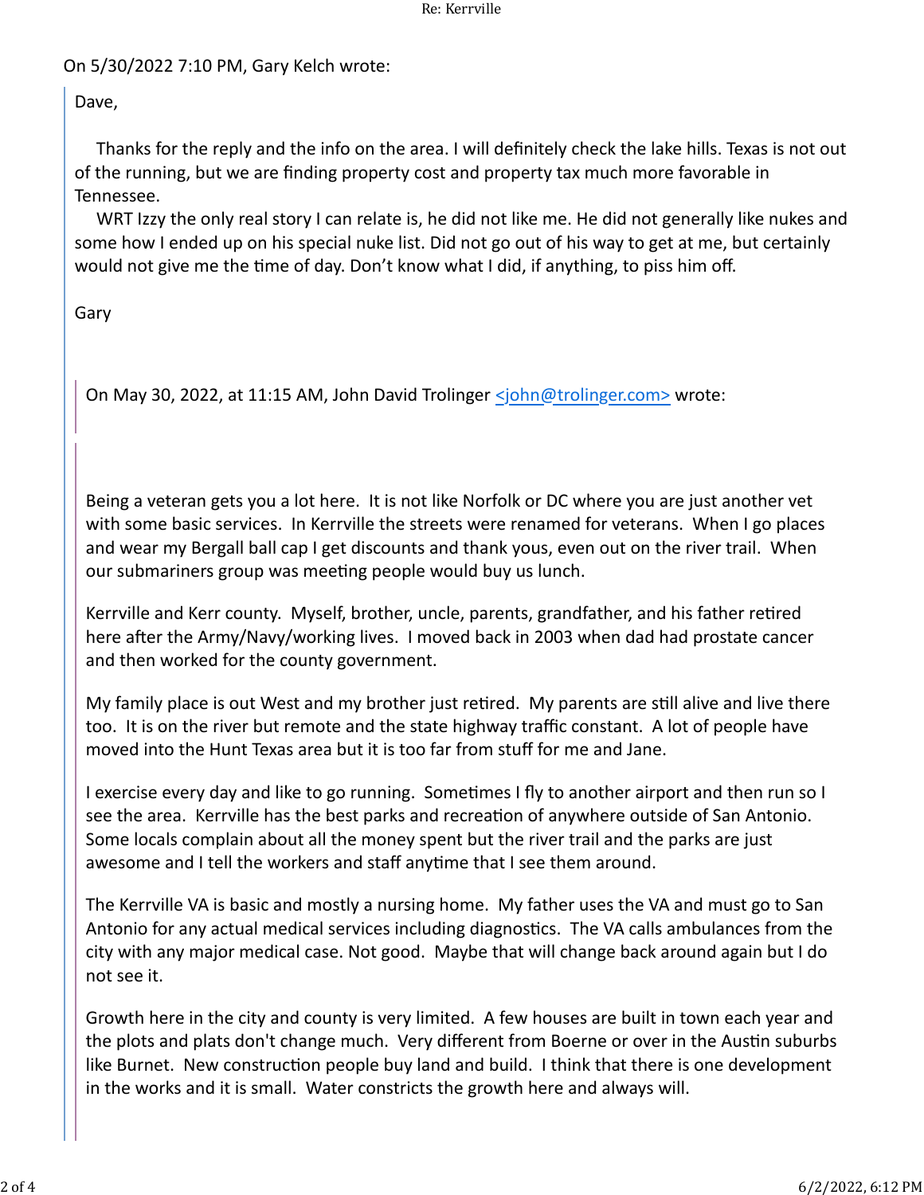On 5/30/2022 7:10 PM, Gary Kelch wrote:

> Dave,
>
> Thanks for the reply and the info on the area. I will definitely check the lake hills. Texas is not out of the running, but we are finding property cost and property tax much more favorable in Tennessee.
>
> WRT Izzy the only real story I can relate is, he did not like me. He did not generally like nukes and some how I ended up on his special nuke list. Did not go out of his way to get at me, but certainly would not give me the time of day. Don't know what I did, if anything, to piss him off.
>
> Gary
>
>> On May 30, 2022, at 11:15 AM, John David Trolinger <john@trolinger.com> wrote:
>>
>> Being a veteran gets you a lot here. It is not like Norfolk or DC where you are just another vet with some basic services. In Kerrville the streets were renamed for veterans. When I go places and wear my Bergall ball cap I get discounts and thank yous, even out on the river trail. When our submariners group was meeting people would buy us lunch.
>>
>> Kerrville and Kerr county. Myself, brother, uncle, parents, grandfather, and his father retired here after the Army/Navy/working lives. I moved back in 2003 when dad had prostate cancer and then worked for the county government.
>>
>> My family place is out West and my brother just retired. My parents are still alive and live there too. It is on the river but remote and the state highway traffic constant. A lot of people have moved into the Hunt Texas area but it is too far from stuff for me and Jane.
>>
>> I exercise every day and like to go running. Sometimes I fly to another airport and then run so I see the area. Kerrville has the best parks and recreation of anywhere outside of San Antonio. Some locals complain about all the money spent but the river trail and the parks are just awesome and I tell the workers and staff anytime that I see them around.
>>
>> The Kerrville VA is basic and mostly a nursing home. My father uses the VA and must go to San Antonio for any actual medical services including diagnostics. The VA calls ambulances from the city with any major medical case. Not good. Maybe that will change back around again but I do not see it.
>>
>> Growth here in the city and county is very limited. A few houses are built in town each year and the plots and plats don't change much. Very different from Boerne or over in the Austin suburbs like Burnet. New construction people buy land and build. I think that there is one development in the works and it is small. Water constricts the growth here and always will.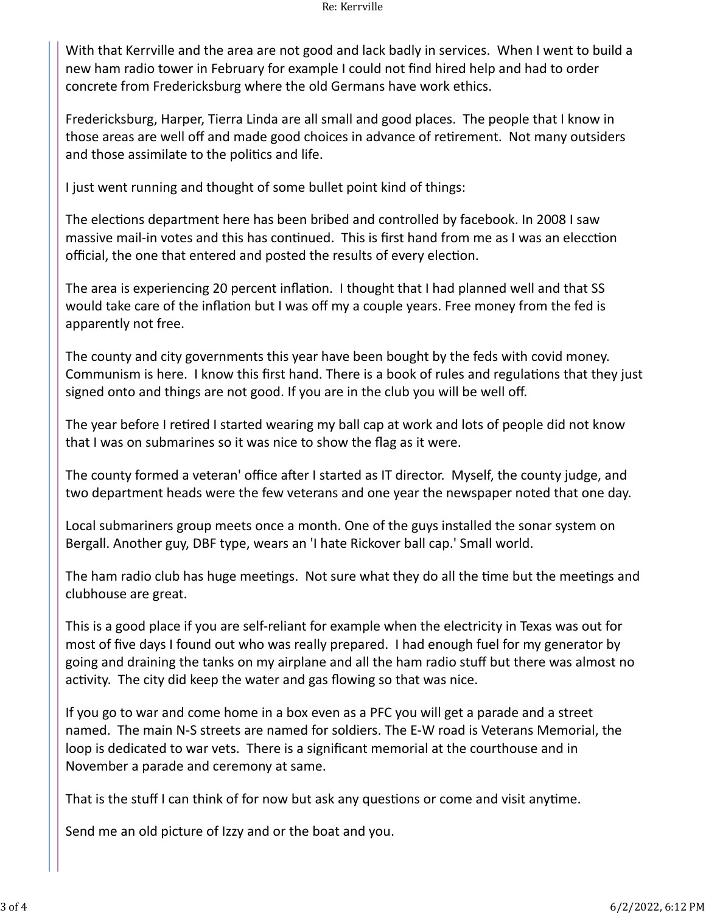With that Kerrville and the area are not good and lack badly in services. When I went to build a new ham radio tower in February for example I could not find hired help and had to order concrete from Fredericksburg where the old Germans have work ethics.

Fredericksburg, Harper, Tierra Linda are all small and good places. The people that I know in those areas are well off and made good choices in advance of retirement. Not many outsiders and those assimilate to the politics and life.

I just went running and thought of some bullet point kind of things:

The elections department here has been bribed and controlled by facebook. In 2008 I saw massive mail-in votes and this has continued. This is first hand from me as I was an eleccion official, the one that entered and posted the results of every election.

The area is experiencing 20 percent inflation. I thought that I had planned well and that SS would take care of the inflation but I was off my a couple years. Free money from the fed is apparently not free.

The county and city governments this year have been bought by the feds with covid money. Communism is here. I know this first hand. There is a book of rules and regulations that they just signed onto and things are not good. If you are in the club you will be well off.

The year before I retired I started wearing my ball cap at work and lots of people did not know that I was on submarines so it was nice to show the flag as it were.

The county formed a veteran' office after I started as IT director. Myself, the county judge, and two department heads were the few veterans and one year the newspaper noted that one day.

Local submariners group meets once a month. One of the guys installed the sonar system on Bergall. Another guy, DBF type, wears an 'I hate Rickover ball cap.' Small world.

The ham radio club has huge meetings. Not sure what they do all the time but the meetings and clubhouse are great.

This is a good place if you are self-reliant for example when the electricity in Texas was out for most of five days I found out who was really prepared. I had enough fuel for my generator by going and draining the tanks on my airplane and all the ham radio stuff but there was almost no activity. The city did keep the water and gas flowing so that was nice.

If you go to war and come home in a box even as a PFC you will get a parade and a street named. The main N-S streets are named for soldiers. The E-W road is Veterans Memorial, the loop is dedicated to war vets. There is a significant memorial at the courthouse and in November a parade and ceremony at same.

That is the stuff I can think of for now but ask any questions or come and visit anytime.

Send me an old picture of Izzy and or the boat and you.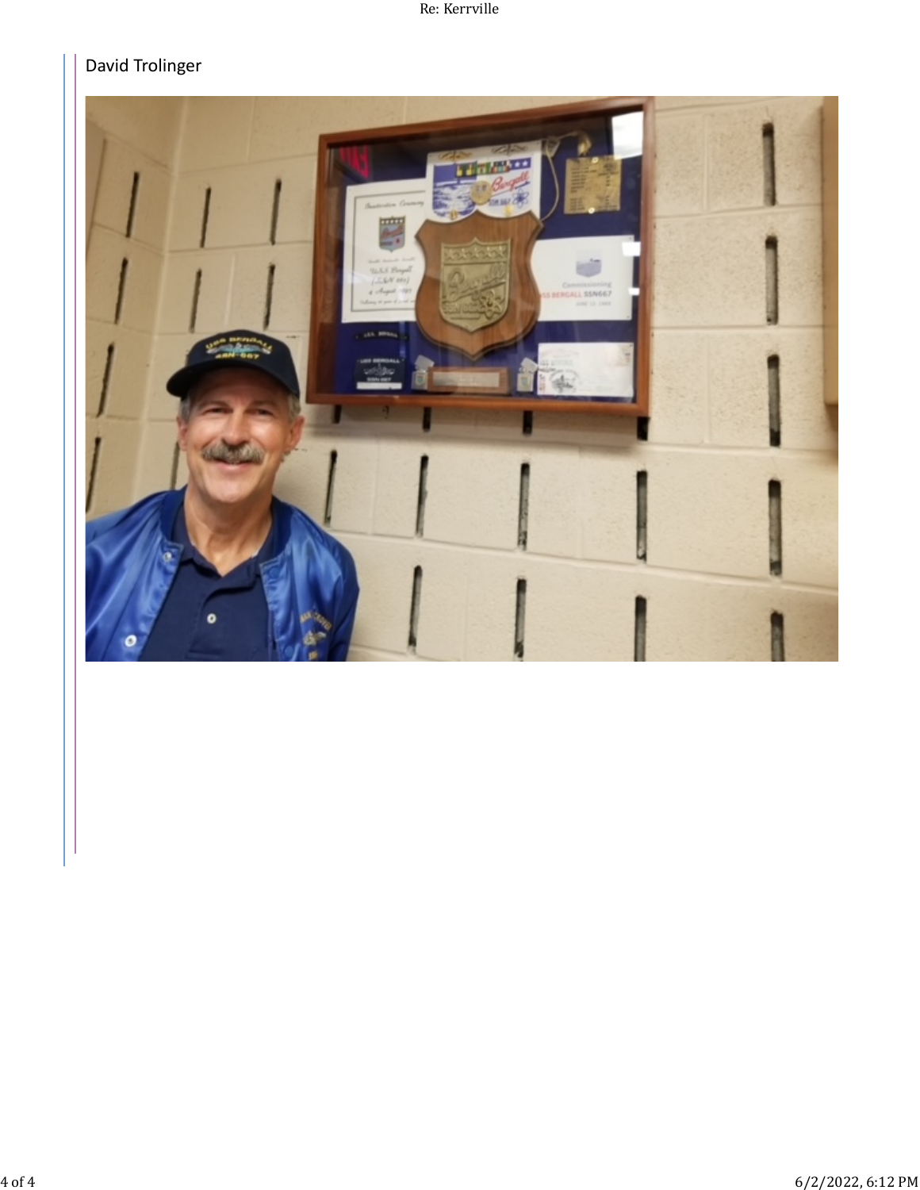David Trolinger